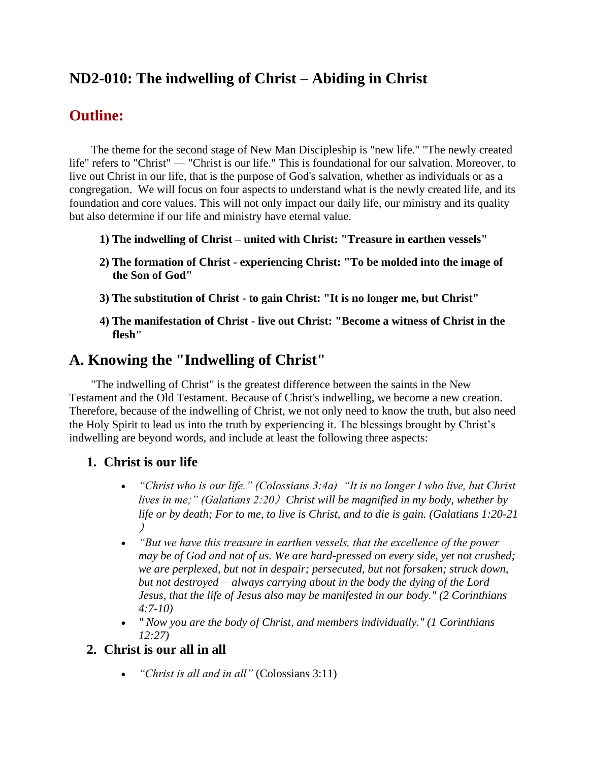# ND2-010: The indwelling of Christ – Abiding in Christ

## Outline:

The theme for the second stage of New Man Discipleship is "new life." "The newly created life" refers to "Christ" — "Christ is our life." This is foundational for our salvation. Moreover, to live out Christ in our life, that is the purpose of God's salvation, whether as individuals or as a congregation. We will focus on four aspects to understand what is the newly created life, and its foundation and core values. This will not only impact our daily life, our ministry and its quality but also determine if our life and ministry have eternal value.

1) **The indwelling of Christ – united with Christ: "Treasure in earthen vessels"**

2) **The formation of Christ - experiencing Christ: "To be molded into the image of the Son of God"**

3) **The substitution of Christ - to gain Christ: "It is no longer me, but Christ"**

4) **The manifestation of Christ - live out Christ: "Become a witness of Christ in the flesh"**

## A. Knowing the "Indwelling of Christ"

"The indwelling of Christ" is the greatest difference between the saints in the New Testament and the Old Testament. Because of Christ's indwelling, we become a new creation. Therefore, because of the indwelling of Christ, we not only need to know the truth, but also need the Holy Spirit to lead us into the truth by experiencing it. The blessings brought by Christ's indwelling are beyond words, and include at least the following three aspects:

### 1. Christ is our life

- *"Christ who is our life." (Colossians 3:4a) "It is no longer I who live, but Christ lives in me;" (Galatians 2:20）Christ will be magnified in my body, whether by life or by death; For to me, to live is Christ, and to die is gain. (Galatians 1:20-21）*
- *"But we have this treasure in earthen vessels, that the excellence of the power may be of God and not of us. We are hard-pressed on every side, yet not crushed; we are perplexed, but not in despair; persecuted, but not forsaken; struck down, but not destroyed— always carrying about in the body the dying of the Lord Jesus, that the life of Jesus also may be manifested in our body." (2 Corinthians 4:7-10)*
- *" Now you are the body of Christ, and members individually." (1 Corinthians 12:27)*

### 2. Christ is our all in all

- *"Christ is all and in all"* (Colossians 3:11)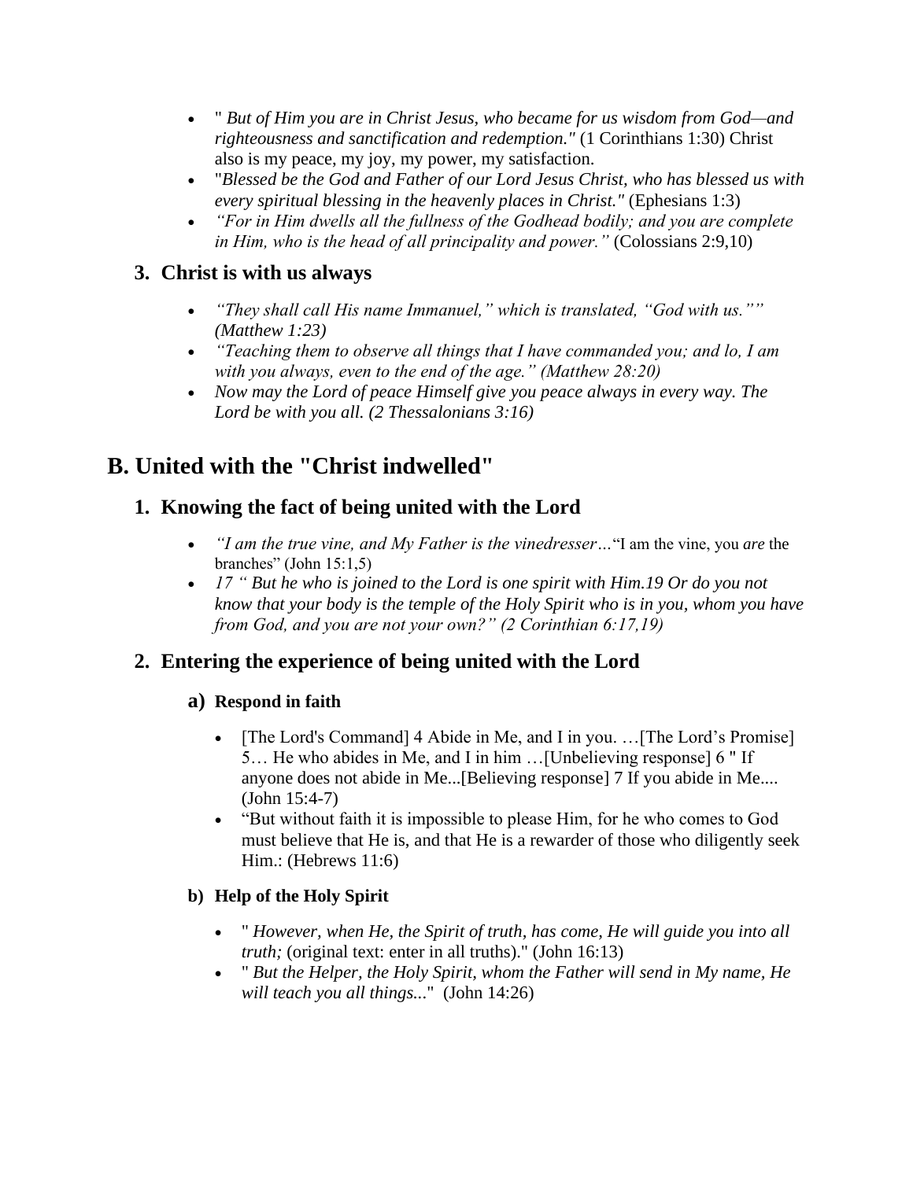- " *But of Him you are in Christ Jesus, who became for us wisdom from God—and righteousness and sanctification and redemption."* (1 Corinthians 1:30) Christ also is my peace, my joy, my power, my satisfaction.
- "*Blessed be the God and Father of our Lord Jesus Christ, who has blessed us with every spiritual blessing in the heavenly places in Christ."* (Ephesians 1:3)
- *"For in Him dwells all the fullness of the Godhead bodily; and you are complete in Him, who is the head of all principality and power."* (Colossians 2:9,10)

## 3. Christ is with us always

- *"They shall call His name Immanuel," which is translated, "God with us."" (Matthew 1:23)*
- *"Teaching them to observe all things that I have commanded you; and lo, I am with you always, even to the end of the age." (Matthew 28:20)*
- *Now may the Lord of peace Himself give you peace always in every way. The Lord be with you all. (2 Thessalonians 3:16)*

# B. United with the "Christ indwelled"

## 1. Knowing the fact of being united with the Lord

- *"I am the true vine, and My Father is the vinedresser…*"I am the vine, you *are* the branches" (John 15:1,5)
- *17 " But he who is joined to the Lord is one spirit with Him.19 Or do you not know that your body is the temple of the Holy Spirit who is in you, whom you have from God, and you are not your own?" (2 Corinthian 6:17,19)*

## 2. Entering the experience of being united with the Lord

### a) Respond in faith

- [The Lord's Command] 4 Abide in Me, and I in you. …[The Lord's Promise] 5… He who abides in Me, and I in him …[Unbelieving response] 6 " If anyone does not abide in Me...[Believing response] 7 If you abide in Me.... (John 15:4-7)
- "But without faith it is impossible to please Him, for he who comes to God must believe that He is, and that He is a rewarder of those who diligently seek Him.: (Hebrews 11:6)

### b) Help of the Holy Spirit

- " *However, when He, the Spirit of truth, has come, He will guide you into all truth;* (original text: enter in all truths)." (John 16:13)
- " *But the Helper, the Holy Spirit, whom the Father will send in My name, He will teach you all things...*" (John 14:26)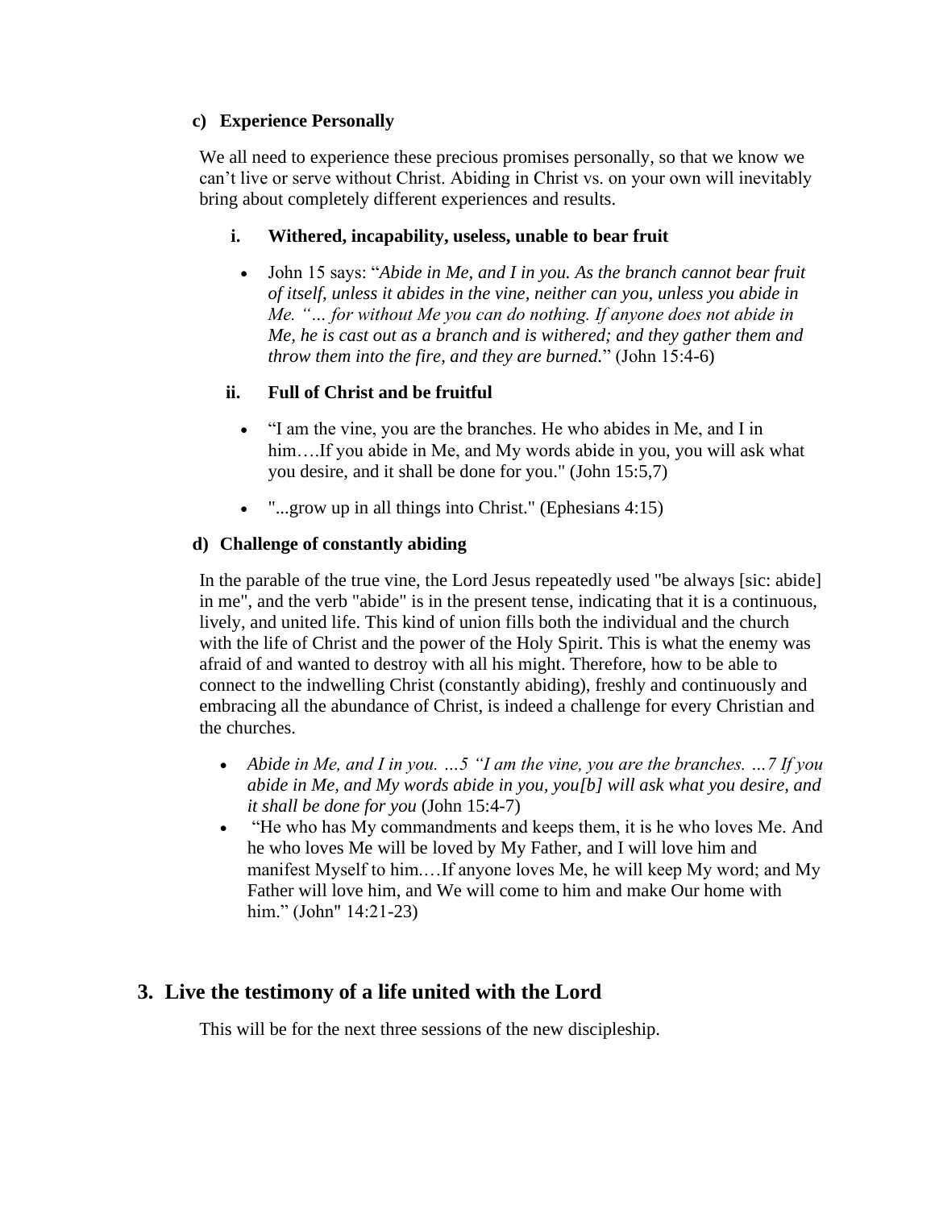### c) Experience Personally

We all need to experience these precious promises personally, so that we know we can't live or serve without Christ. Abiding in Christ vs. on your own will inevitably bring about completely different experiences and results.

#### i. Withered, incapability, useless, unable to bear fruit

- John 15 says: "*Abide in Me, and I in you. As the branch cannot bear fruit of itself, unless it abides in the vine, neither can you, unless you abide in Me. "… for without Me you can do nothing. If anyone does not abide in Me, he is cast out as a branch and is withered; and they gather them and throw them into the fire, and they are burned.*" (John 15:4-6)

#### ii. Full of Christ and be fruitful

- "I am the vine, you are the branches. He who abides in Me, and I in him….If you abide in Me, and My words abide in you, you will ask what you desire, and it shall be done for you." (John 15:5,7)
- "...grow up in all things into Christ." (Ephesians 4:15)

### d) Challenge of constantly abiding

In the parable of the true vine, the Lord Jesus repeatedly used "be always [sic: abide] in me", and the verb "abide" is in the present tense, indicating that it is a continuous, lively, and united life. This kind of union fills both the individual and the church with the life of Christ and the power of the Holy Spirit. This is what the enemy was afraid of and wanted to destroy with all his might. Therefore, how to be able to connect to the indwelling Christ (constantly abiding), freshly and continuously and embracing all the abundance of Christ, is indeed a challenge for every Christian and the churches.

- *Abide in Me, and I in you. …5 "I am the vine, you are the branches. …7 If you abide in Me, and My words abide in you, you[b] will ask what you desire, and it shall be done for you* (John 15:4-7)
- "He who has My commandments and keeps them, it is he who loves Me. And he who loves Me will be loved by My Father, and I will love him and manifest Myself to him.…If anyone loves Me, he will keep My word; and My Father will love him, and We will come to him and make Our home with him." (John" 14:21-23)

## 3. Live the testimony of a life united with the Lord

This will be for the next three sessions of the new discipleship.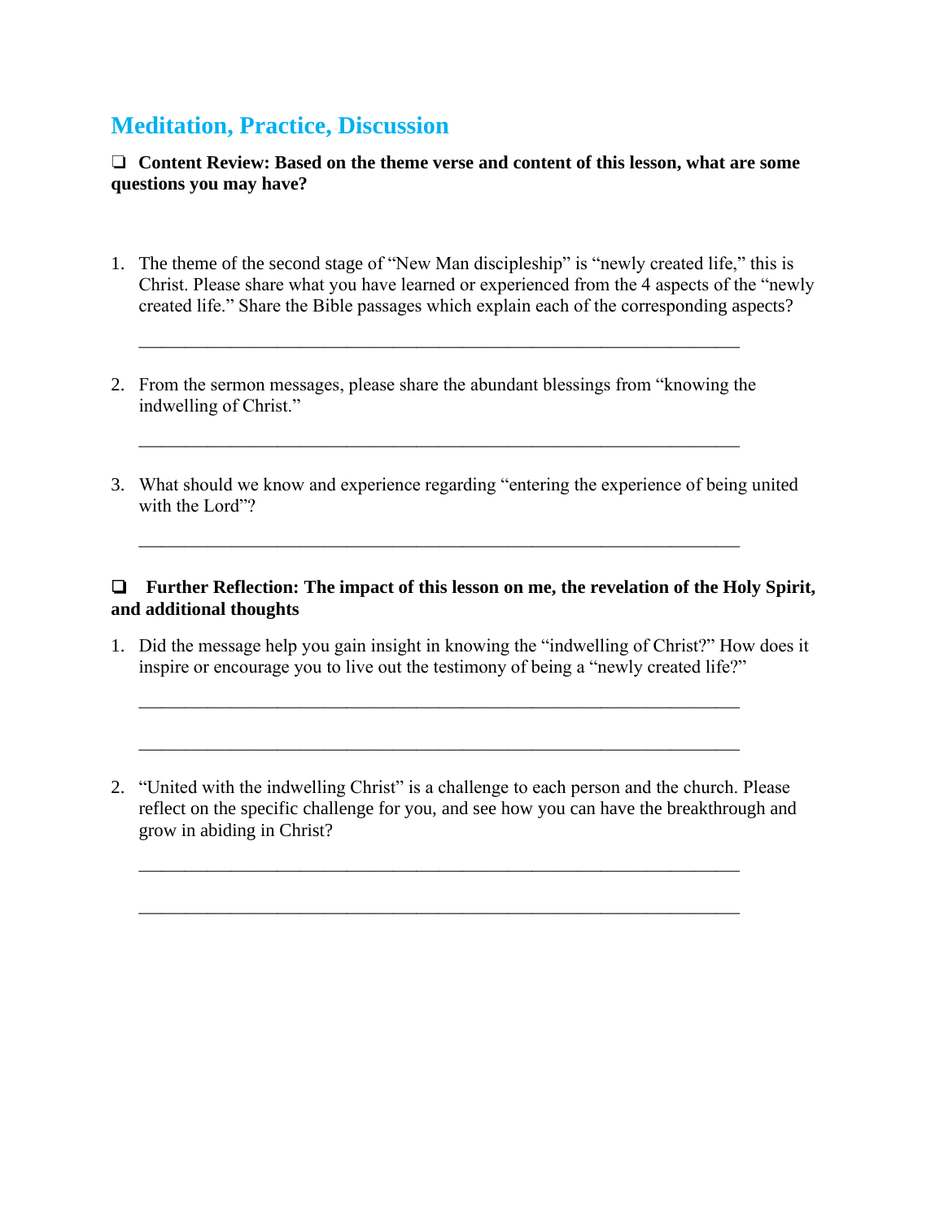## Meditation, Practice, Discussion

❑ **Content Review: Based on the theme verse and content of this lesson, what are some questions you may have?**

1. The theme of the second stage of "New Man discipleship" is "newly created life," this is Christ. Please share what you have learned or experienced from the 4 aspects of the "newly created life." Share the Bible passages which explain each of the corresponding aspects?

   ________________________________________________________________

2. From the sermon messages, please share the abundant blessings from "knowing the indwelling of Christ."

   ________________________________________________________________

3. What should we know and experience regarding "entering the experience of being united with the Lord"?

   ________________________________________________________________

❑ **Further Reflection: The impact of this lesson on me, the revelation of the Holy Spirit, and additional thoughts**

1. Did the message help you gain insight in knowing the "indwelling of Christ?" How does it inspire or encourage you to live out the testimony of being a "newly created life?"

   ________________________________________________________________

   ________________________________________________________________

2. "United with the indwelling Christ" is a challenge to each person and the church. Please reflect on the specific challenge for you, and see how you can have the breakthrough and grow in abiding in Christ?

   ________________________________________________________________

   ________________________________________________________________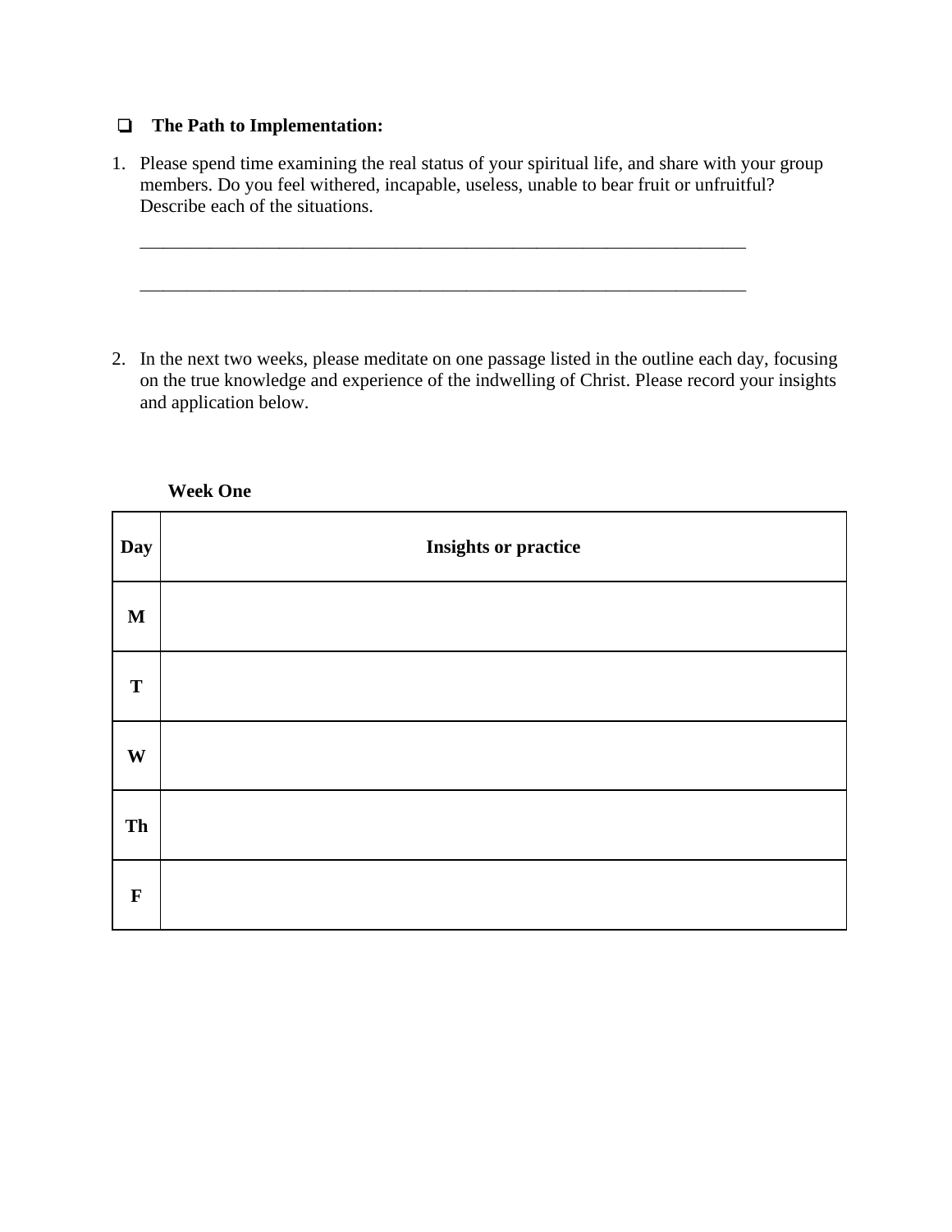- ❑ **The Path to Implementation:**

1. Please spend time examining the real status of your spiritual life, and share with your group members. Do you feel withered, incapable, useless, unable to bear fruit or unfruitful? Describe each of the situations.

   ______________________________________________________________________

   ______________________________________________________________________

2. In the next two weeks, please meditate on one passage listed in the outline each day, focusing on the true knowledge and experience of the indwelling of Christ. Please record your insights and application below.

**Week One**

| Day | Insights or practice |
| --- | --- |
| **M** | |
| **T** | |
| **W** | |
| **Th** | |
| **F** | |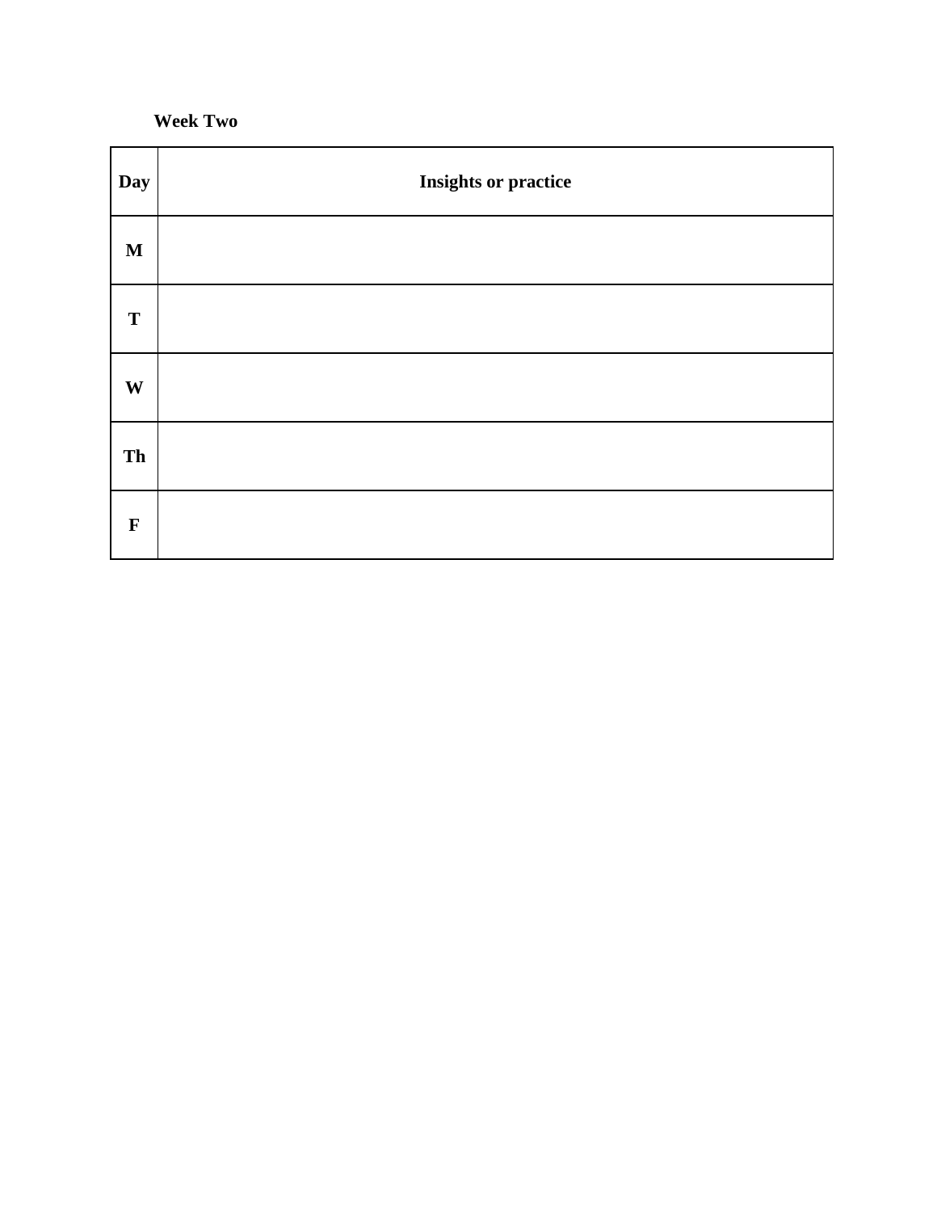**Week Two**

| Day | Insights or practice |
|---|---|
| M | |
| T | |
| W | |
| Th | |
| F | |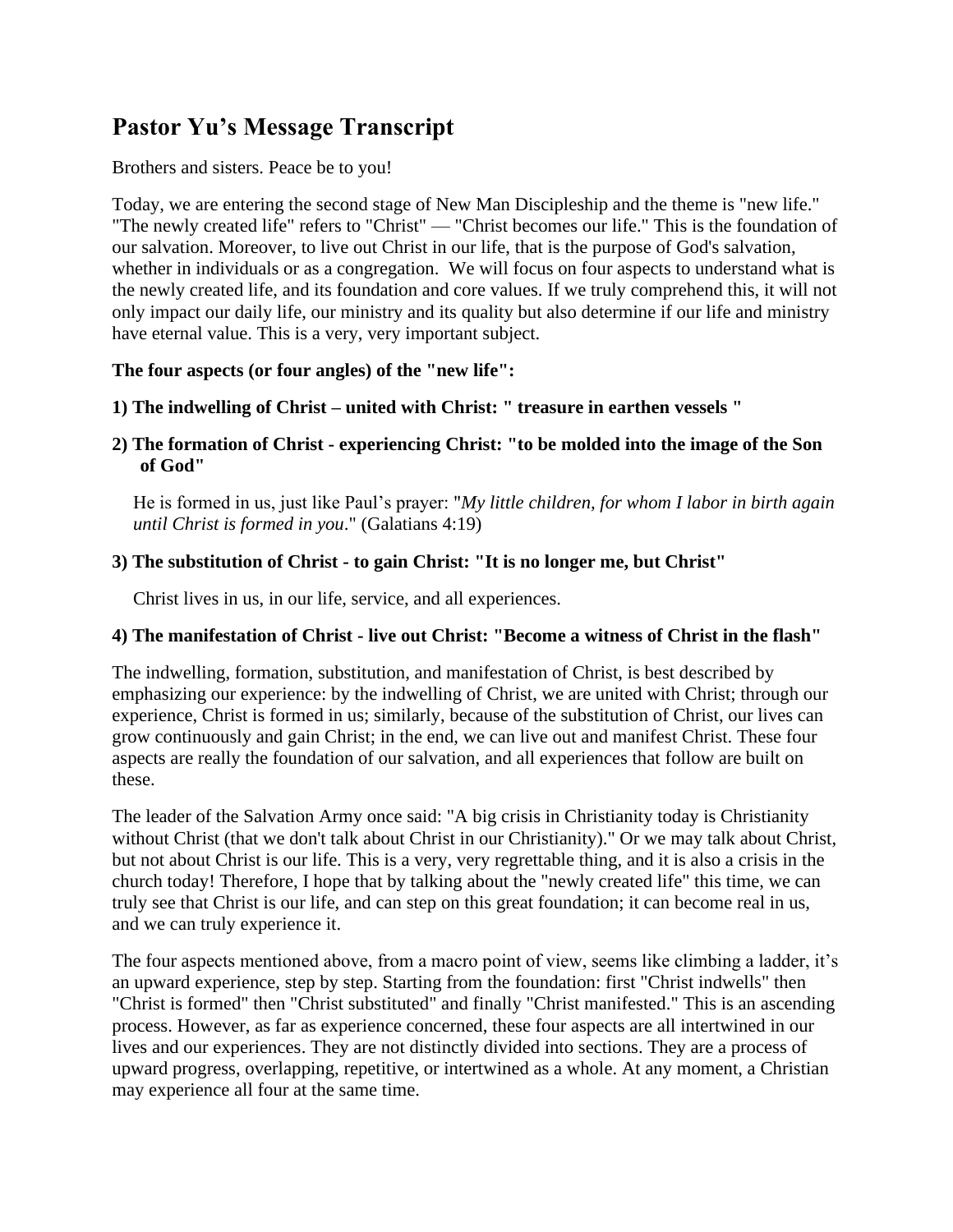# Pastor Yu's Message Transcript

Brothers and sisters. Peace be to you!

Today, we are entering the second stage of New Man Discipleship and the theme is "new life." "The newly created life" refers to "Christ" — "Christ becomes our life." This is the foundation of our salvation. Moreover, to live out Christ in our life, that is the purpose of God's salvation, whether in individuals or as a congregation. We will focus on four aspects to understand what is the newly created life, and its foundation and core values. If we truly comprehend this, it will not only impact our daily life, our ministry and its quality but also determine if our life and ministry have eternal value. This is a very, very important subject.

**The four aspects (or four angles) of the "new life":**

**1) The indwelling of Christ – united with Christ: " treasure in earthen vessels "**

**2) The formation of Christ - experiencing Christ: "to be molded into the image of the Son of God"**

He is formed in us, just like Paul's prayer: "*My little children, for whom I labor in birth again until Christ is formed in you*." (Galatians 4:19)

**3) The substitution of Christ - to gain Christ: "It is no longer me, but Christ"**

Christ lives in us, in our life, service, and all experiences.

**4) The manifestation of Christ - live out Christ: "Become a witness of Christ in the flash"**

The indwelling, formation, substitution, and manifestation of Christ, is best described by emphasizing our experience: by the indwelling of Christ, we are united with Christ; through our experience, Christ is formed in us; similarly, because of the substitution of Christ, our lives can grow continuously and gain Christ; in the end, we can live out and manifest Christ. These four aspects are really the foundation of our salvation, and all experiences that follow are built on these.

The leader of the Salvation Army once said: "A big crisis in Christianity today is Christianity without Christ (that we don't talk about Christ in our Christianity)." Or we may talk about Christ, but not about Christ is our life. This is a very, very regrettable thing, and it is also a crisis in the church today! Therefore, I hope that by talking about the "newly created life" this time, we can truly see that Christ is our life, and can step on this great foundation; it can become real in us, and we can truly experience it.

The four aspects mentioned above, from a macro point of view, seems like climbing a ladder, it's an upward experience, step by step. Starting from the foundation: first "Christ indwells" then "Christ is formed" then "Christ substituted" and finally "Christ manifested." This is an ascending process. However, as far as experience concerned, these four aspects are all intertwined in our lives and our experiences. They are not distinctly divided into sections. They are a process of upward progress, overlapping, repetitive, or intertwined as a whole. At any moment, a Christian may experience all four at the same time.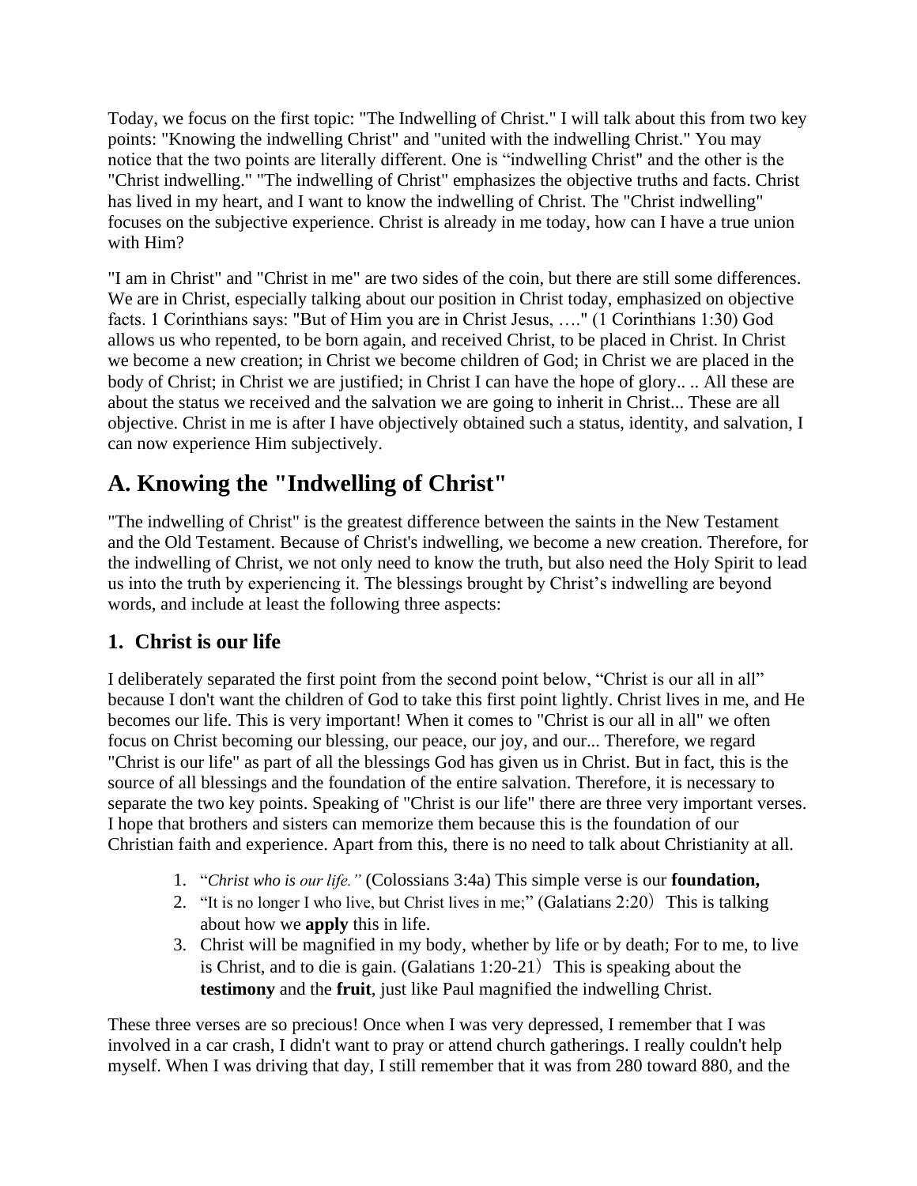Today, we focus on the first topic: "The Indwelling of Christ." I will talk about this from two key points: "Knowing the indwelling Christ" and "united with the indwelling Christ." You may notice that the two points are literally different. One is “indwelling Christ" and the other is the "Christ indwelling." "The indwelling of Christ" emphasizes the objective truths and facts. Christ has lived in my heart, and I want to know the indwelling of Christ. The "Christ indwelling" focuses on the subjective experience. Christ is already in me today, how can I have a true union with Him?

"I am in Christ" and "Christ in me" are two sides of the coin, but there are still some differences. We are in Christ, especially talking about our position in Christ today, emphasized on objective facts. 1 Corinthians says: "But of Him you are in Christ Jesus, …." (1 Corinthians 1:30) God allows us who repented, to be born again, and received Christ, to be placed in Christ. In Christ we become a new creation; in Christ we become children of God; in Christ we are placed in the body of Christ; in Christ we are justified; in Christ I can have the hope of glory.. .. All these are about the status we received and the salvation we are going to inherit in Christ... These are all objective. Christ in me is after I have objectively obtained such a status, identity, and salvation, I can now experience Him subjectively.

## A. Knowing the "Indwelling of Christ"

"The indwelling of Christ" is the greatest difference between the saints in the New Testament and the Old Testament. Because of Christ's indwelling, we become a new creation. Therefore, for the indwelling of Christ, we not only need to know the truth, but also need the Holy Spirit to lead us into the truth by experiencing it. The blessings brought by Christ’s indwelling are beyond words, and include at least the following three aspects:

### 1. Christ is our life

I deliberately separated the first point from the second point below, “Christ is our all in all” because I don't want the children of God to take this first point lightly. Christ lives in me, and He becomes our life. This is very important! When it comes to "Christ is our all in all" we often focus on Christ becoming our blessing, our peace, our joy, and our... Therefore, we regard "Christ is our life" as part of all the blessings God has given us in Christ. But in fact, this is the source of all blessings and the foundation of the entire salvation. Therefore, it is necessary to separate the two key points. Speaking of "Christ is our life" there are three very important verses. I hope that brothers and sisters can memorize them because this is the foundation of our Christian faith and experience. Apart from this, there is no need to talk about Christianity at all.

1. “*Christ who is our life.”* (Colossians 3:4a) This simple verse is our **foundation,**
2. “It is no longer I who live, but Christ lives in me;” (Galatians 2:20） This is talking about how we **apply** this in life.
3. Christ will be magnified in my body, whether by life or by death; For to me, to live is Christ, and to die is gain. (Galatians 1:20-21） This is speaking about the **testimony** and the **fruit**, just like Paul magnified the indwelling Christ.

These three verses are so precious! Once when I was very depressed, I remember that I was involved in a car crash, I didn't want to pray or attend church gatherings. I really couldn't help myself. When I was driving that day, I still remember that it was from 280 toward 880, and the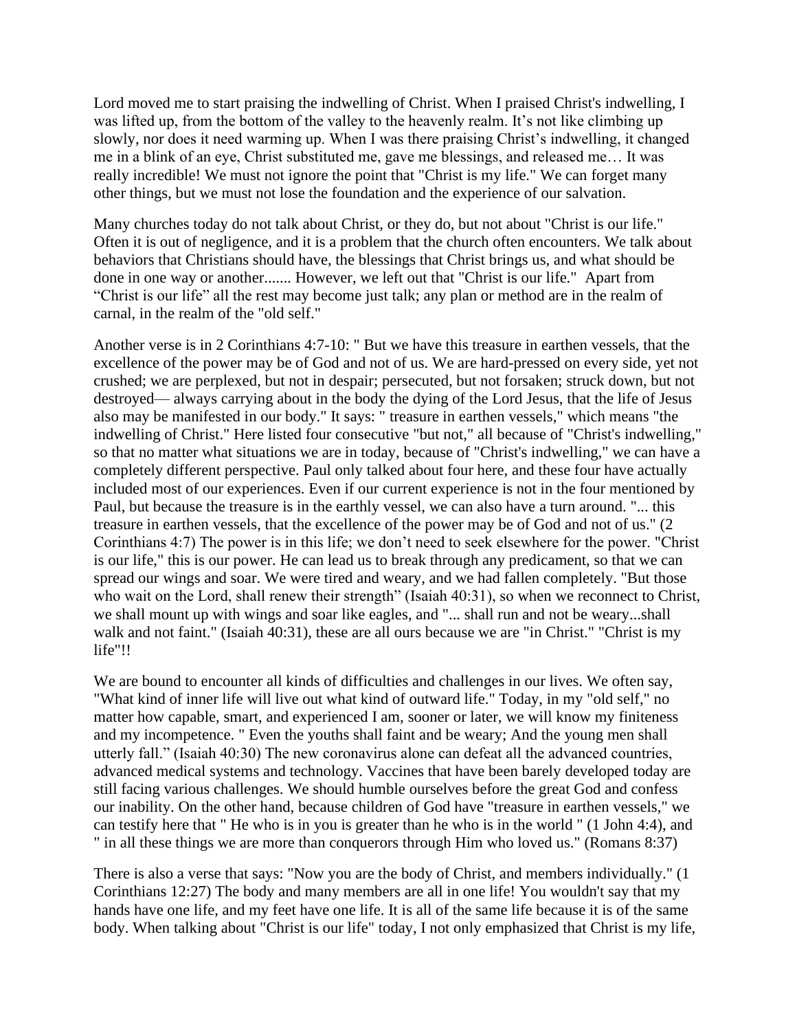Lord moved me to start praising the indwelling of Christ. When I praised Christ's indwelling, I was lifted up, from the bottom of the valley to the heavenly realm. It's not like climbing up slowly, nor does it need warming up. When I was there praising Christ's indwelling, it changed me in a blink of an eye, Christ substituted me, gave me blessings, and released me… It was really incredible! We must not ignore the point that "Christ is my life." We can forget many other things, but we must not lose the foundation and the experience of our salvation.

Many churches today do not talk about Christ, or they do, but not about "Christ is our life." Often it is out of negligence, and it is a problem that the church often encounters. We talk about behaviors that Christians should have, the blessings that Christ brings us, and what should be done in one way or another....... However, we left out that "Christ is our life." Apart from "Christ is our life" all the rest may become just talk; any plan or method are in the realm of carnal, in the realm of the "old self."

Another verse is in 2 Corinthians 4:7-10: " But we have this treasure in earthen vessels, that the excellence of the power may be of God and not of us. We are hard-pressed on every side, yet not crushed; we are perplexed, but not in despair; persecuted, but not forsaken; struck down, but not destroyed— always carrying about in the body the dying of the Lord Jesus, that the life of Jesus also may be manifested in our body." It says: " treasure in earthen vessels," which means "the indwelling of Christ." Here listed four consecutive "but not," all because of "Christ's indwelling," so that no matter what situations we are in today, because of "Christ's indwelling," we can have a completely different perspective. Paul only talked about four here, and these four have actually included most of our experiences. Even if our current experience is not in the four mentioned by Paul, but because the treasure is in the earthly vessel, we can also have a turn around. "... this treasure in earthen vessels, that the excellence of the power may be of God and not of us." (2 Corinthians 4:7) The power is in this life; we don't need to seek elsewhere for the power. "Christ is our life," this is our power. He can lead us to break through any predicament, so that we can spread our wings and soar. We were tired and weary, and we had fallen completely. "But those who wait on the Lord, shall renew their strength" (Isaiah 40:31), so when we reconnect to Christ, we shall mount up with wings and soar like eagles, and "... shall run and not be weary...shall walk and not faint." (Isaiah 40:31), these are all ours because we are "in Christ." "Christ is my life"!!

We are bound to encounter all kinds of difficulties and challenges in our lives. We often say, "What kind of inner life will live out what kind of outward life." Today, in my "old self," no matter how capable, smart, and experienced I am, sooner or later, we will know my finiteness and my incompetence. " Even the youths shall faint and be weary; And the young men shall utterly fall." (Isaiah 40:30) The new coronavirus alone can defeat all the advanced countries, advanced medical systems and technology. Vaccines that have been barely developed today are still facing various challenges. We should humble ourselves before the great God and confess our inability. On the other hand, because children of God have "treasure in earthen vessels," we can testify here that " He who is in you is greater than he who is in the world " (1 John 4:4), and " in all these things we are more than conquerors through Him who loved us." (Romans 8:37)

There is also a verse that says: "Now you are the body of Christ, and members individually." (1 Corinthians 12:27) The body and many members are all in one life! You wouldn't say that my hands have one life, and my feet have one life. It is all of the same life because it is of the same body. When talking about "Christ is our life" today, I not only emphasized that Christ is my life,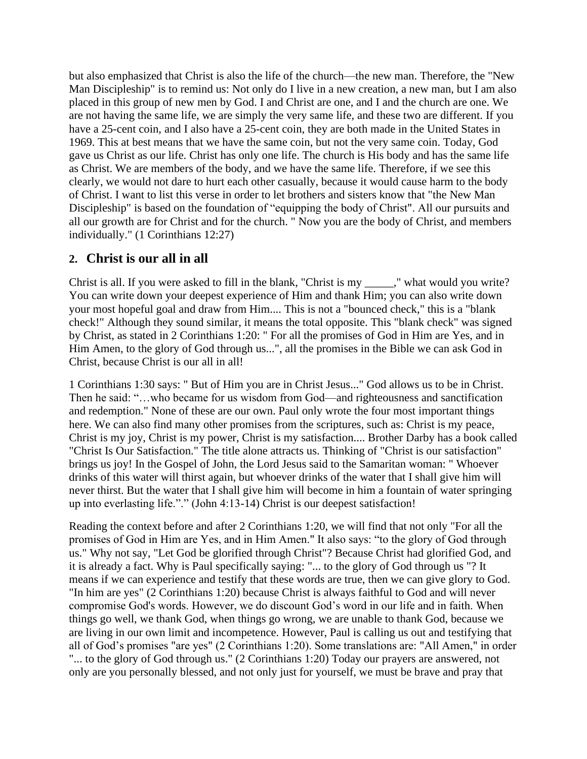but also emphasized that Christ is also the life of the church—the new man. Therefore, the "New Man Discipleship" is to remind us: Not only do I live in a new creation, a new man, but I am also placed in this group of new men by God. I and Christ are one, and I and the church are one. We are not having the same life, we are simply the very same life, and these two are different. If you have a 25-cent coin, and I also have a 25-cent coin, they are both made in the United States in 1969. This at best means that we have the same coin, but not the very same coin. Today, God gave us Christ as our life. Christ has only one life. The church is His body and has the same life as Christ. We are members of the body, and we have the same life. Therefore, if we see this clearly, we would not dare to hurt each other casually, because it would cause harm to the body of Christ. I want to list this verse in order to let brothers and sisters know that "the New Man Discipleship" is based on the foundation of "equipping the body of Christ". All our pursuits and all our growth are for Christ and for the church. " Now you are the body of Christ, and members individually." (1 Corinthians 12:27)

## 2. Christ is our all in all

Christ is all. If you were asked to fill in the blank, "Christ is my _____," what would you write? You can write down your deepest experience of Him and thank Him; you can also write down your most hopeful goal and draw from Him.... This is not a "bounced check," this is a "blank check!" Although they sound similar, it means the total opposite. This "blank check" was signed by Christ, as stated in 2 Corinthians 1:20: " For all the promises of God in Him are Yes, and in Him Amen, to the glory of God through us...", all the promises in the Bible we can ask God in Christ, because Christ is our all in all!

1 Corinthians 1:30 says: " But of Him you are in Christ Jesus..." God allows us to be in Christ. Then he said: "…who became for us wisdom from God—and righteousness and sanctification and redemption." None of these are our own. Paul only wrote the four most important things here. We can also find many other promises from the scriptures, such as: Christ is my peace, Christ is my joy, Christ is my power, Christ is my satisfaction.... Brother Darby has a book called "Christ Is Our Satisfaction." The title alone attracts us. Thinking of "Christ is our satisfaction" brings us joy! In the Gospel of John, the Lord Jesus said to the Samaritan woman: " Whoever drinks of this water will thirst again, but whoever drinks of the water that I shall give him will never thirst. But the water that I shall give him will become in him a fountain of water springing up into everlasting life."." (John 4:13-14) Christ is our deepest satisfaction!

Reading the context before and after 2 Corinthians 1:20, we will find that not only "For all the promises of God in Him are Yes, and in Him Amen." It also says: "to the glory of God through us." Why not say, "Let God be glorified through Christ"? Because Christ had glorified God, and it is already a fact. Why is Paul specifically saying: "... to the glory of God through us "? It means if we can experience and testify that these words are true, then we can give glory to God. "In him are yes" (2 Corinthians 1:20) because Christ is always faithful to God and will never compromise God's words. However, we do discount God's word in our life and in faith. When things go well, we thank God, when things go wrong, we are unable to thank God, because we are living in our own limit and incompetence. However, Paul is calling us out and testifying that all of God's promises "are yes" (2 Corinthians 1:20). Some translations are: "All Amen," in order "... to the glory of God through us." (2 Corinthians 1:20) Today our prayers are answered, not only are you personally blessed, and not only just for yourself, we must be brave and pray that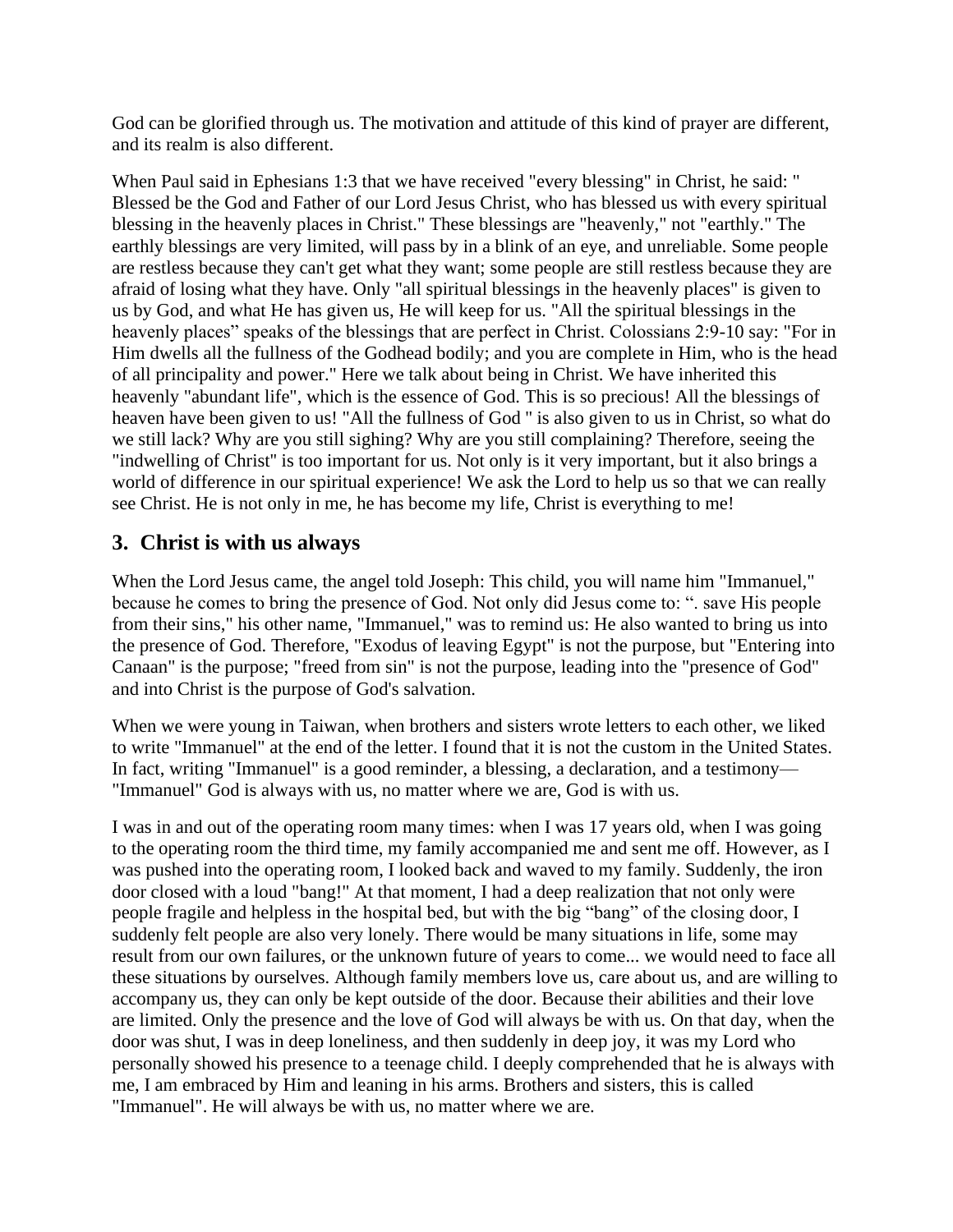God can be glorified through us. The motivation and attitude of this kind of prayer are different, and its realm is also different.

When Paul said in Ephesians 1:3 that we have received "every blessing" in Christ, he said: " Blessed be the God and Father of our Lord Jesus Christ, who has blessed us with every spiritual blessing in the heavenly places in Christ." These blessings are "heavenly," not "earthly." The earthly blessings are very limited, will pass by in a blink of an eye, and unreliable. Some people are restless because they can't get what they want; some people are still restless because they are afraid of losing what they have. Only "all spiritual blessings in the heavenly places" is given to us by God, and what He has given us, He will keep for us. "All the spiritual blessings in the heavenly places" speaks of the blessings that are perfect in Christ. Colossians 2:9-10 say: "For in Him dwells all the fullness of the Godhead bodily; and you are complete in Him, who is the head of all principality and power." Here we talk about being in Christ. We have inherited this heavenly "abundant life", which is the essence of God. This is so precious! All the blessings of heaven have been given to us! "All the fullness of God " is also given to us in Christ, so what do we still lack? Why are you still sighing? Why are you still complaining? Therefore, seeing the "indwelling of Christ" is too important for us. Not only is it very important, but it also brings a world of difference in our spiritual experience! We ask the Lord to help us so that we can really see Christ. He is not only in me, he has become my life, Christ is everything to me!

## 3. Christ is with us always

When the Lord Jesus came, the angel told Joseph: This child, you will name him "Immanuel," because he comes to bring the presence of God. Not only did Jesus come to: ". save His people from their sins," his other name, "Immanuel," was to remind us: He also wanted to bring us into the presence of God. Therefore, "Exodus of leaving Egypt" is not the purpose, but "Entering into Canaan" is the purpose; "freed from sin" is not the purpose, leading into the "presence of God" and into Christ is the purpose of God's salvation.

When we were young in Taiwan, when brothers and sisters wrote letters to each other, we liked to write "Immanuel" at the end of the letter. I found that it is not the custom in the United States. In fact, writing "Immanuel" is a good reminder, a blessing, a declaration, and a testimony— "Immanuel" God is always with us, no matter where we are, God is with us.

I was in and out of the operating room many times: when I was 17 years old, when I was going to the operating room the third time, my family accompanied me and sent me off. However, as I was pushed into the operating room, I looked back and waved to my family. Suddenly, the iron door closed with a loud "bang!" At that moment, I had a deep realization that not only were people fragile and helpless in the hospital bed, but with the big "bang" of the closing door, I suddenly felt people are also very lonely. There would be many situations in life, some may result from our own failures, or the unknown future of years to come... we would need to face all these situations by ourselves. Although family members love us, care about us, and are willing to accompany us, they can only be kept outside of the door. Because their abilities and their love are limited. Only the presence and the love of God will always be with us. On that day, when the door was shut, I was in deep loneliness, and then suddenly in deep joy, it was my Lord who personally showed his presence to a teenage child. I deeply comprehended that he is always with me, I am embraced by Him and leaning in his arms. Brothers and sisters, this is called "Immanuel". He will always be with us, no matter where we are.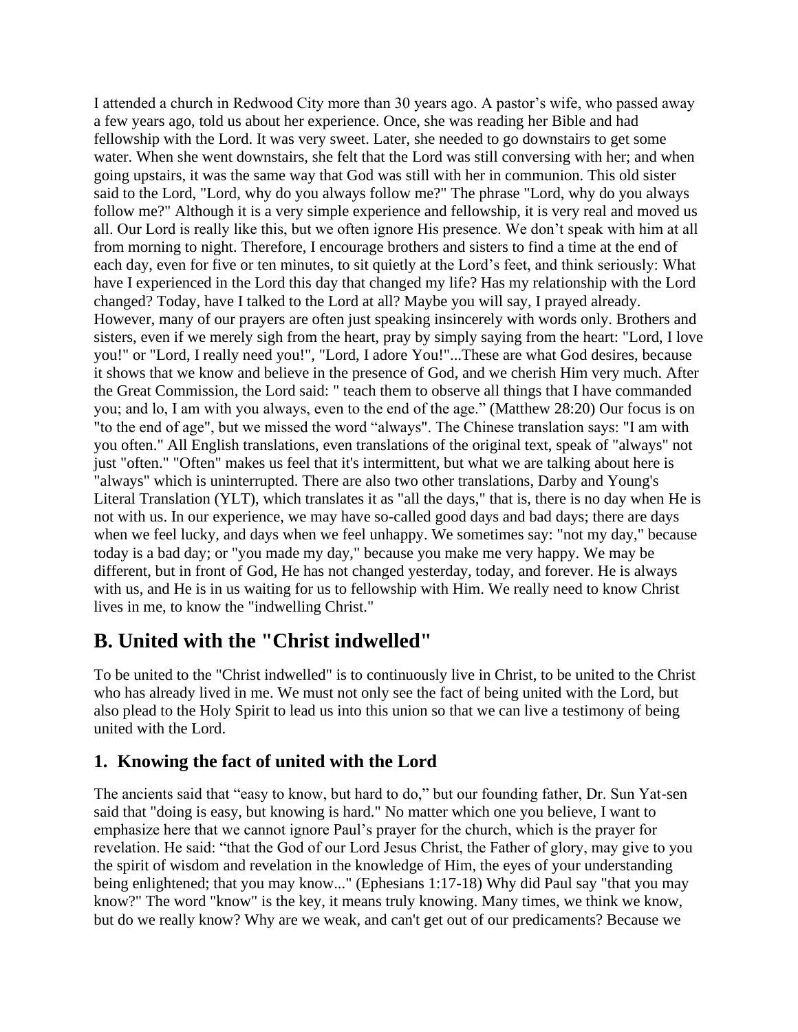I attended a church in Redwood City more than 30 years ago. A pastor's wife, who passed away a few years ago, told us about her experience. Once, she was reading her Bible and had fellowship with the Lord. It was very sweet. Later, she needed to go downstairs to get some water. When she went downstairs, she felt that the Lord was still conversing with her; and when going upstairs, it was the same way that God was still with her in communion. This old sister said to the Lord, "Lord, why do you always follow me?" The phrase "Lord, why do you always follow me?" Although it is a very simple experience and fellowship, it is very real and moved us all. Our Lord is really like this, but we often ignore His presence. We don't speak with him at all from morning to night. Therefore, I encourage brothers and sisters to find a time at the end of each day, even for five or ten minutes, to sit quietly at the Lord's feet, and think seriously: What have I experienced in the Lord this day that changed my life? Has my relationship with the Lord changed? Today, have I talked to the Lord at all? Maybe you will say, I prayed already. However, many of our prayers are often just speaking insincerely with words only. Brothers and sisters, even if we merely sigh from the heart, pray by simply saying from the heart: "Lord, I love you!" or "Lord, I really need you!", "Lord, I adore You!"...These are what God desires, because it shows that we know and believe in the presence of God, and we cherish Him very much. After the Great Commission, the Lord said: " teach them to observe all things that I have commanded you; and lo, I am with you always, even to the end of the age." (Matthew 28:20) Our focus is on "to the end of age", but we missed the word "always". The Chinese translation says: "I am with you often." All English translations, even translations of the original text, speak of "always" not just "often." "Often" makes us feel that it's intermittent, but what we are talking about here is "always" which is uninterrupted. There are also two other translations, Darby and Young's Literal Translation (YLT), which translates it as "all the days," that is, there is no day when He is not with us. In our experience, we may have so-called good days and bad days; there are days when we feel lucky, and days when we feel unhappy. We sometimes say: "not my day," because today is a bad day; or "you made my day," because you make me very happy. We may be different, but in front of God, He has not changed yesterday, today, and forever. He is always with us, and He is in us waiting for us to fellowship with Him. We really need to know Christ lives in me, to know the "indwelling Christ."

## B. United with the "Christ indwelled"

To be united to the "Christ indwelled" is to continuously live in Christ, to be united to the Christ who has already lived in me. We must not only see the fact of being united with the Lord, but also plead to the Holy Spirit to lead us into this union so that we can live a testimony of being united with the Lord.

### 1. Knowing the fact of united with the Lord

The ancients said that "easy to know, but hard to do," but our founding father, Dr. Sun Yat-sen said that "doing is easy, but knowing is hard." No matter which one you believe, I want to emphasize here that we cannot ignore Paul's prayer for the church, which is the prayer for revelation. He said: "that the God of our Lord Jesus Christ, the Father of glory, may give to you the spirit of wisdom and revelation in the knowledge of Him, the eyes of your understanding being enlightened; that you may know..." (Ephesians 1:17-18) Why did Paul say "that you may know?" The word "know" is the key, it means truly knowing. Many times, we think we know, but do we really know? Why are we weak, and can't get out of our predicaments? Because we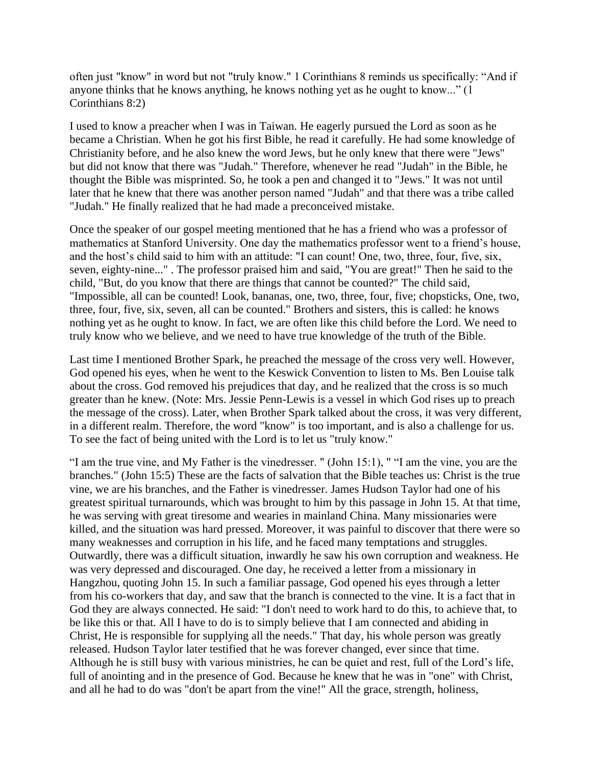often just "know" in word but not "truly know." 1 Corinthians 8 reminds us specifically: “And if anyone thinks that he knows anything, he knows nothing yet as he ought to know...” (1 Corinthians 8:2)

I used to know a preacher when I was in Taiwan. He eagerly pursued the Lord as soon as he became a Christian. When he got his first Bible, he read it carefully. He had some knowledge of Christianity before, and he also knew the word Jews, but he only knew that there were "Jews" but did not know that there was "Judah." Therefore, whenever he read "Judah" in the Bible, he thought the Bible was misprinted. So, he took a pen and changed it to "Jews." It was not until later that he knew that there was another person named "Judah" and that there was a tribe called "Judah." He finally realized that he had made a preconceived mistake.

Once the speaker of our gospel meeting mentioned that he has a friend who was a professor of mathematics at Stanford University. One day the mathematics professor went to a friend’s house, and the host’s child said to him with an attitude: "I can count! One, two, three, four, five, six, seven, eighty-nine..." . The professor praised him and said, "You are great!" Then he said to the child, "But, do you know that there are things that cannot be counted?" The child said, "Impossible, all can be counted! Look, bananas, one, two, three, four, five; chopsticks, One, two, three, four, five, six, seven, all can be counted." Brothers and sisters, this is called: he knows nothing yet as he ought to know. In fact, we are often like this child before the Lord. We need to truly know who we believe, and we need to have true knowledge of the truth of the Bible.

Last time I mentioned Brother Spark, he preached the message of the cross very well. However, God opened his eyes, when he went to the Keswick Convention to listen to Ms. Ben Louise talk about the cross. God removed his prejudices that day, and he realized that the cross is so much greater than he knew. (Note: Mrs. Jessie Penn-Lewis is a vessel in which God rises up to preach the message of the cross). Later, when Brother Spark talked about the cross, it was very different, in a different realm. Therefore, the word "know" is too important, and is also a challenge for us. To see the fact of being united with the Lord is to let us "truly know."

“I am the true vine, and My Father is the vinedresser. " (John 15:1), " “I am the vine, you are the branches." (John 15:5) These are the facts of salvation that the Bible teaches us: Christ is the true vine, we are his branches, and the Father is vinedresser. James Hudson Taylor had one of his greatest spiritual turnarounds, which was brought to him by this passage in John 15. At that time, he was serving with great tiresome and wearies in mainland China. Many missionaries were killed, and the situation was hard pressed. Moreover, it was painful to discover that there were so many weaknesses and corruption in his life, and he faced many temptations and struggles. Outwardly, there was a difficult situation, inwardly he saw his own corruption and weakness. He was very depressed and discouraged. One day, he received a letter from a missionary in Hangzhou, quoting John 15. In such a familiar passage, God opened his eyes through a letter from his co-workers that day, and saw that the branch is connected to the vine. It is a fact that in God they are always connected. He said: "I don't need to work hard to do this, to achieve that, to be like this or that. All I have to do is to simply believe that I am connected and abiding in Christ, He is responsible for supplying all the needs." That day, his whole person was greatly released. Hudson Taylor later testified that he was forever changed, ever since that time. Although he is still busy with various ministries, he can be quiet and rest, full of the Lord’s life, full of anointing and in the presence of God. Because he knew that he was in "one" with Christ, and all he had to do was "don't be apart from the vine!" All the grace, strength, holiness,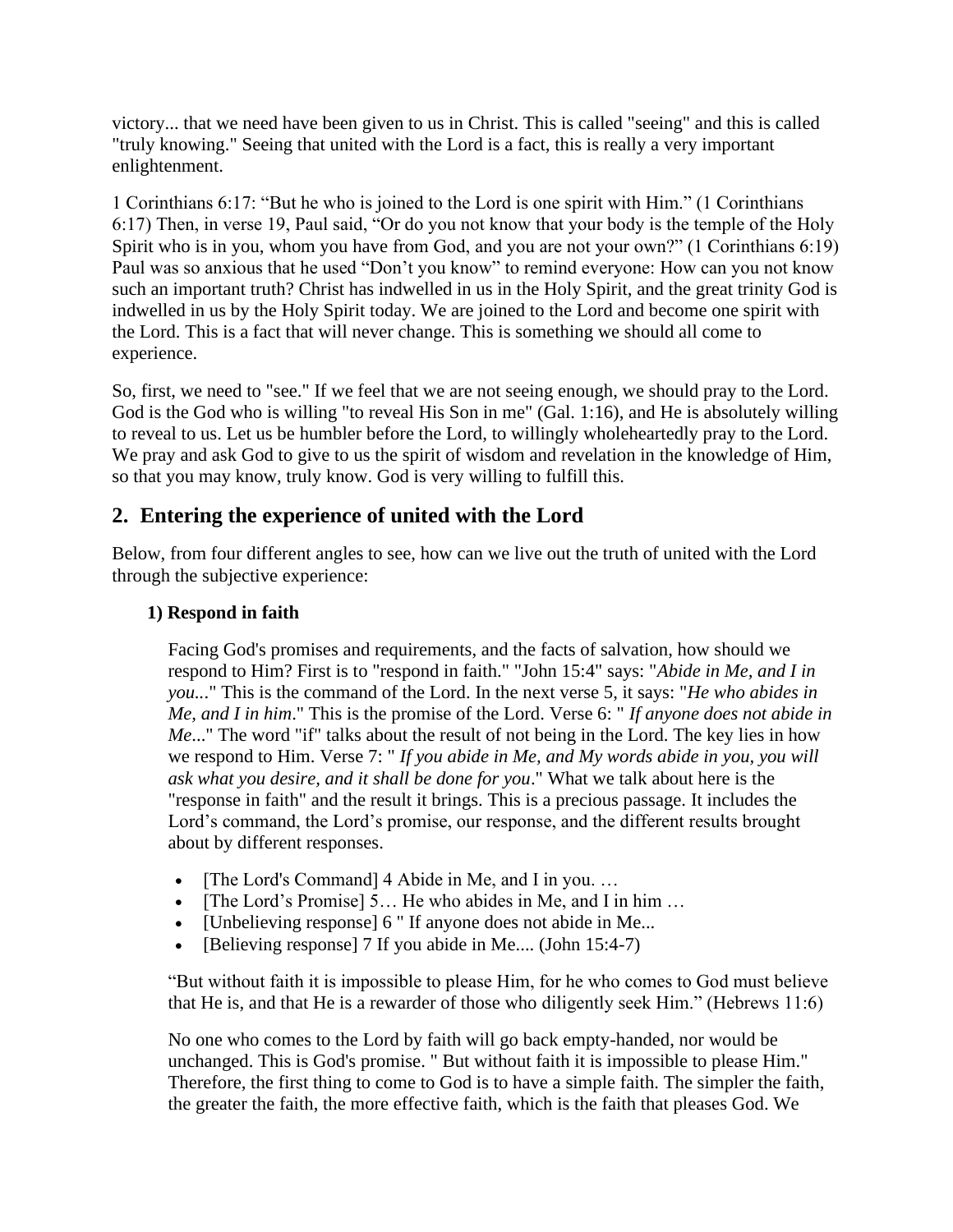victory... that we need have been given to us in Christ. This is called "seeing" and this is called "truly knowing." Seeing that united with the Lord is a fact, this is really a very important enlightenment.

1 Corinthians 6:17: "But he who is joined to the Lord is one spirit with Him." (1 Corinthians 6:17) Then, in verse 19, Paul said, "Or do you not know that your body is the temple of the Holy Spirit who is in you, whom you have from God, and you are not your own?" (1 Corinthians 6:19) Paul was so anxious that he used "Don't you know" to remind everyone: How can you not know such an important truth? Christ has indwelled in us in the Holy Spirit, and the great trinity God is indwelled in us by the Holy Spirit today. We are joined to the Lord and become one spirit with the Lord. This is a fact that will never change. This is something we should all come to experience.

So, first, we need to "see." If we feel that we are not seeing enough, we should pray to the Lord. God is the God who is willing "to reveal His Son in me" (Gal. 1:16), and He is absolutely willing to reveal to us. Let us be humbler before the Lord, to willingly wholeheartedly pray to the Lord. We pray and ask God to give to us the spirit of wisdom and revelation in the knowledge of Him, so that you may know, truly know. God is very willing to fulfill this.

## 2. Entering the experience of united with the Lord

Below, from four different angles to see, how can we live out the truth of united with the Lord through the subjective experience:

### 1) Respond in faith

Facing God's promises and requirements, and the facts of salvation, how should we respond to Him? First is to "respond in faith." "John 15:4" says: "*Abide in Me, and I in you...*" This is the command of the Lord. In the next verse 5, it says: "*He who abides in Me, and I in him*." This is the promise of the Lord. Verse 6: " *If anyone does not abide in Me*..." The word "if" talks about the result of not being in the Lord. The key lies in how we respond to Him. Verse 7: " *If you abide in Me, and My words abide in you, you will ask what you desire, and it shall be done for you*." What we talk about here is the "response in faith" and the result it brings. This is a precious passage. It includes the Lord's command, the Lord's promise, our response, and the different results brought about by different responses.

- [The Lord's Command] 4 Abide in Me, and I in you. …
- [The Lord's Promise] 5… He who abides in Me, and I in him …
- [Unbelieving response] 6 " If anyone does not abide in Me...
- [Believing response] 7 If you abide in Me.... (John 15:4-7)

"But without faith it is impossible to please Him, for he who comes to God must believe that He is, and that He is a rewarder of those who diligently seek Him." (Hebrews 11:6)

No one who comes to the Lord by faith will go back empty-handed, nor would be unchanged. This is God's promise. " But without faith it is impossible to please Him." Therefore, the first thing to come to God is to have a simple faith. The simpler the faith, the greater the faith, the more effective faith, which is the faith that pleases God. We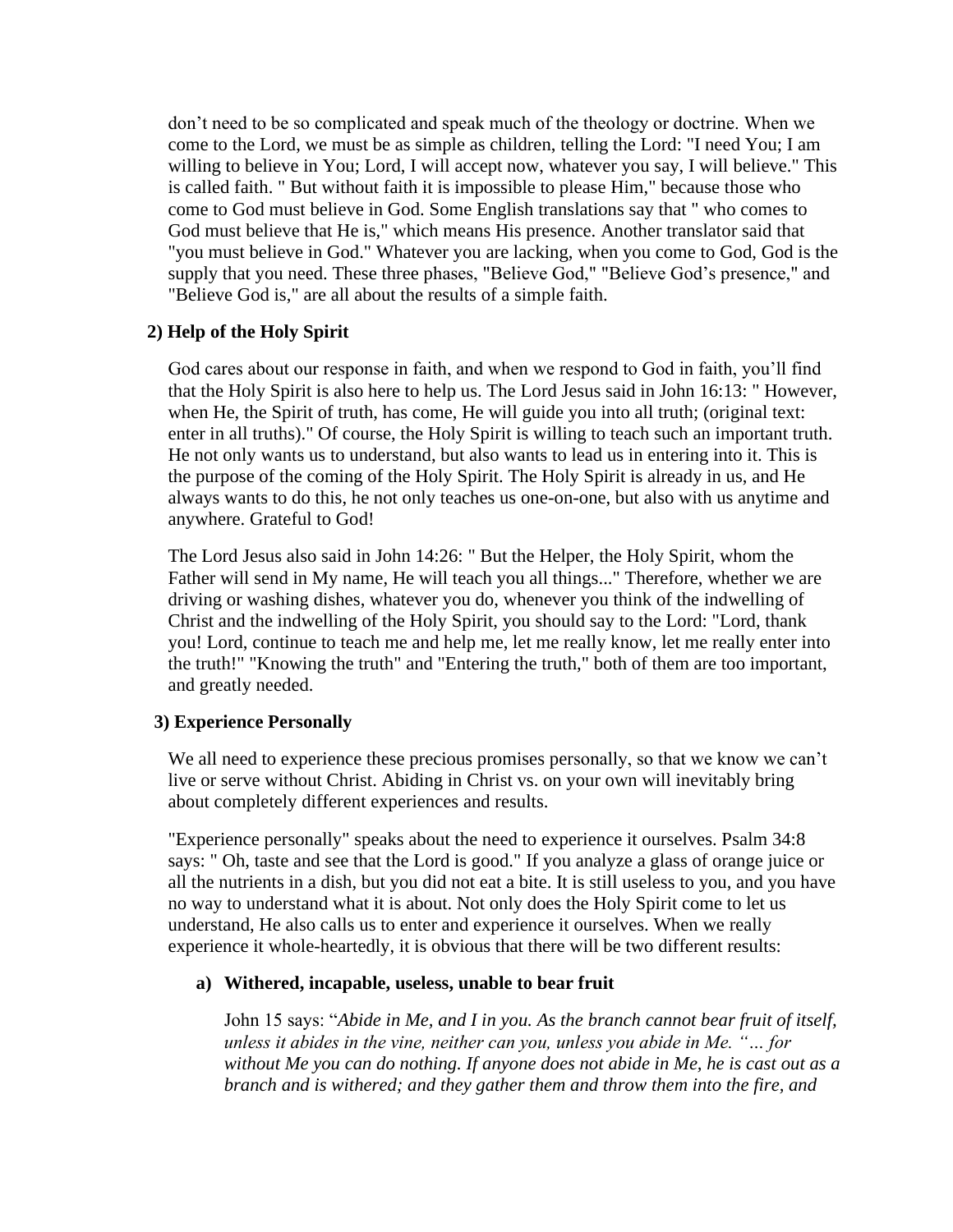don't need to be so complicated and speak much of the theology or doctrine. When we come to the Lord, we must be as simple as children, telling the Lord: "I need You; I am willing to believe in You; Lord, I will accept now, whatever you say, I will believe." This is called faith. " But without faith it is impossible to please Him," because those who come to God must believe in God. Some English translations say that " who comes to God must believe that He is," which means His presence. Another translator said that "you must believe in God." Whatever you are lacking, when you come to God, God is the supply that you need. These three phases, "Believe God," "Believe God's presence," and "Believe God is," are all about the results of a simple faith.

**2) Help of the Holy Spirit**

God cares about our response in faith, and when we respond to God in faith, you'll find that the Holy Spirit is also here to help us. The Lord Jesus said in John 16:13: " However, when He, the Spirit of truth, has come, He will guide you into all truth; (original text: enter in all truths)." Of course, the Holy Spirit is willing to teach such an important truth. He not only wants us to understand, but also wants to lead us in entering into it. This is the purpose of the coming of the Holy Spirit. The Holy Spirit is already in us, and He always wants to do this, he not only teaches us one-on-one, but also with us anytime and anywhere. Grateful to God!

The Lord Jesus also said in John 14:26: " But the Helper, the Holy Spirit, whom the Father will send in My name, He will teach you all things..." Therefore, whether we are driving or washing dishes, whatever you do, whenever you think of the indwelling of Christ and the indwelling of the Holy Spirit, you should say to the Lord: "Lord, thank you! Lord, continue to teach me and help me, let me really know, let me really enter into the truth!" "Knowing the truth" and "Entering the truth," both of them are too important, and greatly needed.

**3) Experience Personally**

We all need to experience these precious promises personally, so that we know we can't live or serve without Christ. Abiding in Christ vs. on your own will inevitably bring about completely different experiences and results.

"Experience personally" speaks about the need to experience it ourselves. Psalm 34:8 says: " Oh, taste and see that the Lord is good." If you analyze a glass of orange juice or all the nutrients in a dish, but you did not eat a bite. It is still useless to you, and you have no way to understand what it is about. Not only does the Holy Spirit come to let us understand, He also calls us to enter and experience it ourselves. When we really experience it whole-heartedly, it is obvious that there will be two different results:

**a) Withered, incapable, useless, unable to bear fruit**

John 15 says: "*Abide in Me, and I in you. As the branch cannot bear fruit of itself, unless it abides in the vine, neither can you, unless you abide in Me. "… for without Me you can do nothing. If anyone does not abide in Me, he is cast out as a branch and is withered; and they gather them and throw them into the fire, and*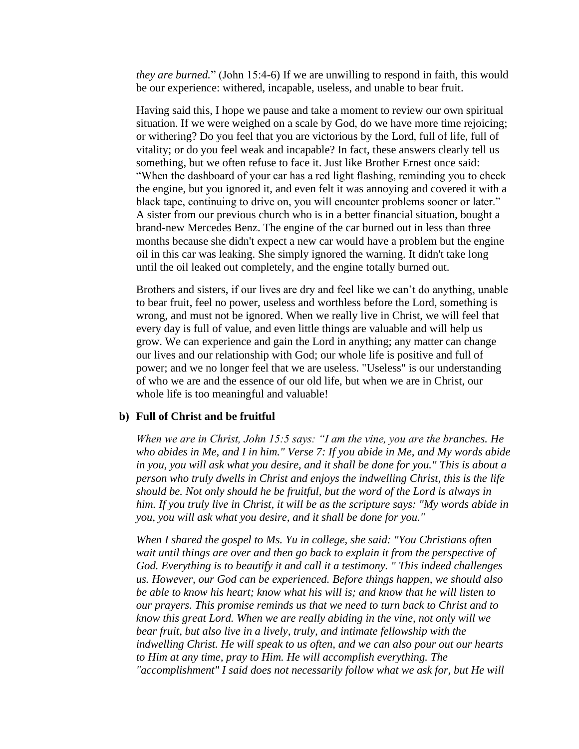*they are burned.*” (John 15:4-6) If we are unwilling to respond in faith, this would be our experience: withered, incapable, useless, and unable to bear fruit.

Having said this, I hope we pause and take a moment to review our own spiritual situation. If we were weighed on a scale by God, do we have more time rejoicing; or withering? Do you feel that you are victorious by the Lord, full of life, full of vitality; or do you feel weak and incapable? In fact, these answers clearly tell us something, but we often refuse to face it. Just like Brother Ernest once said: “When the dashboard of your car has a red light flashing, reminding you to check the engine, but you ignored it, and even felt it was annoying and covered it with a black tape, continuing to drive on, you will encounter problems sooner or later.” A sister from our previous church who is in a better financial situation, bought a brand-new Mercedes Benz. The engine of the car burned out in less than three months because she didn't expect a new car would have a problem but the engine oil in this car was leaking. She simply ignored the warning. It didn't take long until the oil leaked out completely, and the engine totally burned out.

Brothers and sisters, if our lives are dry and feel like we can’t do anything, unable to bear fruit, feel no power, useless and worthless before the Lord, something is wrong, and must not be ignored. When we really live in Christ, we will feel that every day is full of value, and even little things are valuable and will help us grow. We can experience and gain the Lord in anything; any matter can change our lives and our relationship with God; our whole life is positive and full of power; and we no longer feel that we are useless. "Useless" is our understanding of who we are and the essence of our old life, but when we are in Christ, our whole life is too meaningful and valuable!

**b) Full of Christ and be fruitful**

*When we are in Christ, John 15:5 says: “I am the vine, you are the branches. He who abides in Me, and I in him." Verse 7: If you abide in Me, and My words abide in you, you will ask what you desire, and it shall be done for you." This is about a person who truly dwells in Christ and enjoys the indwelling Christ, this is the life should be. Not only should he be fruitful, but the word of the Lord is always in him. If you truly live in Christ, it will be as the scripture says: "My words abide in you, you will ask what you desire, and it shall be done for you."*

*When I shared the gospel to Ms. Yu in college, she said: "You Christians often wait until things are over and then go back to explain it from the perspective of God. Everything is to beautify it and call it a testimony. " This indeed challenges us. However, our God can be experienced. Before things happen, we should also be able to know his heart; know what his will is; and know that he will listen to our prayers. This promise reminds us that we need to turn back to Christ and to know this great Lord. When we are really abiding in the vine, not only will we bear fruit, but also live in a lively, truly, and intimate fellowship with the indwelling Christ. He will speak to us often, and we can also pour out our hearts to Him at any time, pray to Him. He will accomplish everything. The "accomplishment" I said does not necessarily follow what we ask for, but He will*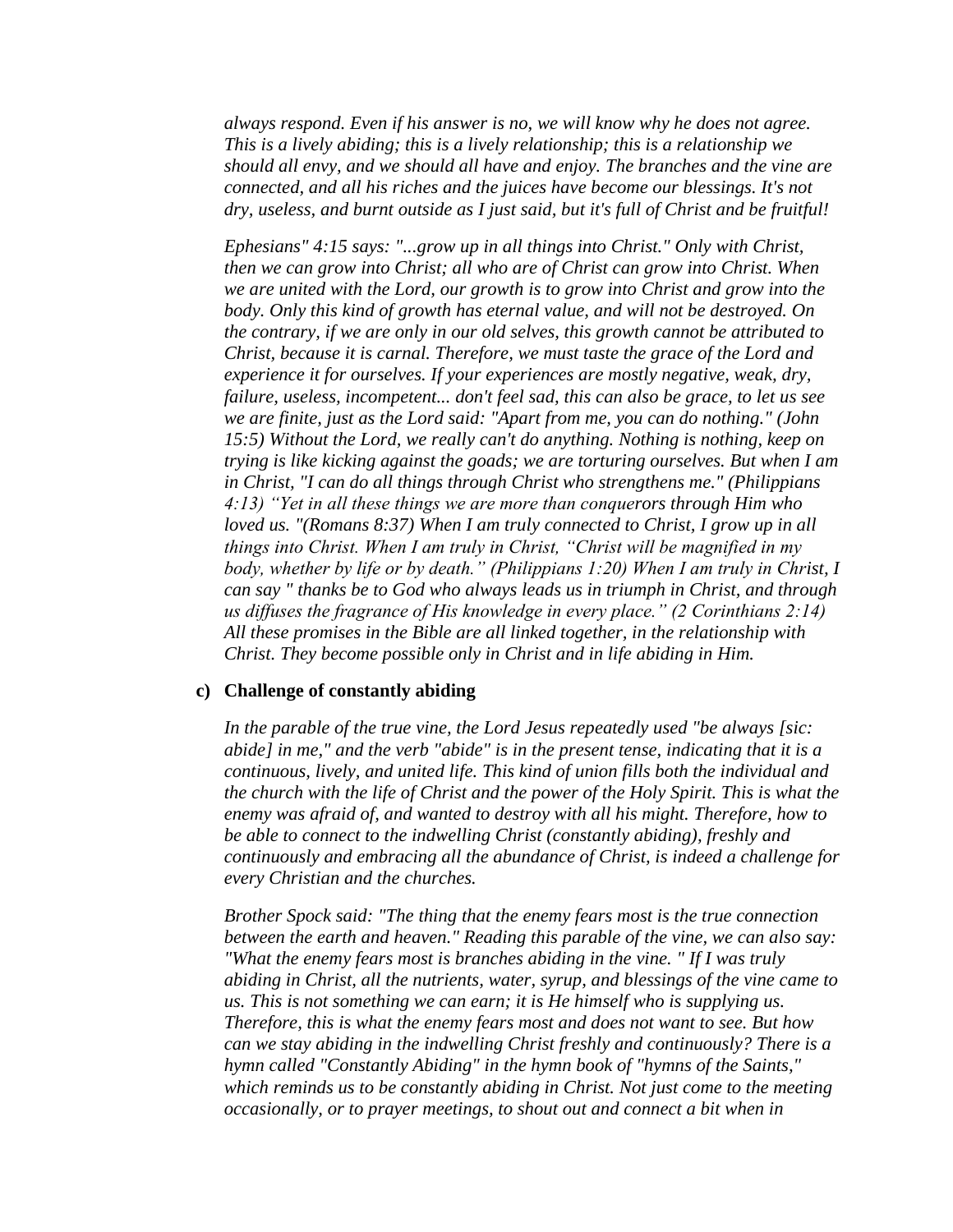*always respond. Even if his answer is no, we will know why he does not agree. This is a lively abiding; this is a lively relationship; this is a relationship we should all envy, and we should all have and enjoy. The branches and the vine are connected, and all his riches and the juices have become our blessings. It's not dry, useless, and burnt outside as I just said, but it's full of Christ and be fruitful!*

*Ephesians" 4:15 says: "...grow up in all things into Christ." Only with Christ, then we can grow into Christ; all who are of Christ can grow into Christ. When we are united with the Lord, our growth is to grow into Christ and grow into the body. Only this kind of growth has eternal value, and will not be destroyed. On the contrary, if we are only in our old selves, this growth cannot be attributed to Christ, because it is carnal. Therefore, we must taste the grace of the Lord and experience it for ourselves. If your experiences are mostly negative, weak, dry, failure, useless, incompetent... don't feel sad, this can also be grace, to let us see we are finite, just as the Lord said: "Apart from me, you can do nothing." (John 15:5) Without the Lord, we really can't do anything. Nothing is nothing, keep on trying is like kicking against the goads; we are torturing ourselves. But when I am in Christ, "I can do all things through Christ who strengthens me." (Philippians 4:13) "Yet in all these things we are more than conquerors through Him who loved us. "(Romans 8:37) When I am truly connected to Christ, I grow up in all things into Christ. When I am truly in Christ, "Christ will be magnified in my body, whether by life or by death." (Philippians 1:20) When I am truly in Christ, I can say " thanks be to God who always leads us in triumph in Christ, and through us diffuses the fragrance of His knowledge in every place." (2 Corinthians 2:14) All these promises in the Bible are all linked together, in the relationship with Christ. They become possible only in Christ and in life abiding in Him.*

**c) Challenge of constantly abiding**

*In the parable of the true vine, the Lord Jesus repeatedly used "be always [sic: abide] in me," and the verb "abide" is in the present tense, indicating that it is a continuous, lively, and united life. This kind of union fills both the individual and the church with the life of Christ and the power of the Holy Spirit. This is what the enemy was afraid of, and wanted to destroy with all his might. Therefore, how to be able to connect to the indwelling Christ (constantly abiding), freshly and continuously and embracing all the abundance of Christ, is indeed a challenge for every Christian and the churches.*

*Brother Spock said: "The thing that the enemy fears most is the true connection between the earth and heaven." Reading this parable of the vine, we can also say: "What the enemy fears most is branches abiding in the vine. " If I was truly abiding in Christ, all the nutrients, water, syrup, and blessings of the vine came to us. This is not something we can earn; it is He himself who is supplying us. Therefore, this is what the enemy fears most and does not want to see. But how can we stay abiding in the indwelling Christ freshly and continuously? There is a hymn called "Constantly Abiding" in the hymn book of "hymns of the Saints," which reminds us to be constantly abiding in Christ. Not just come to the meeting occasionally, or to prayer meetings, to shout out and connect a bit when in*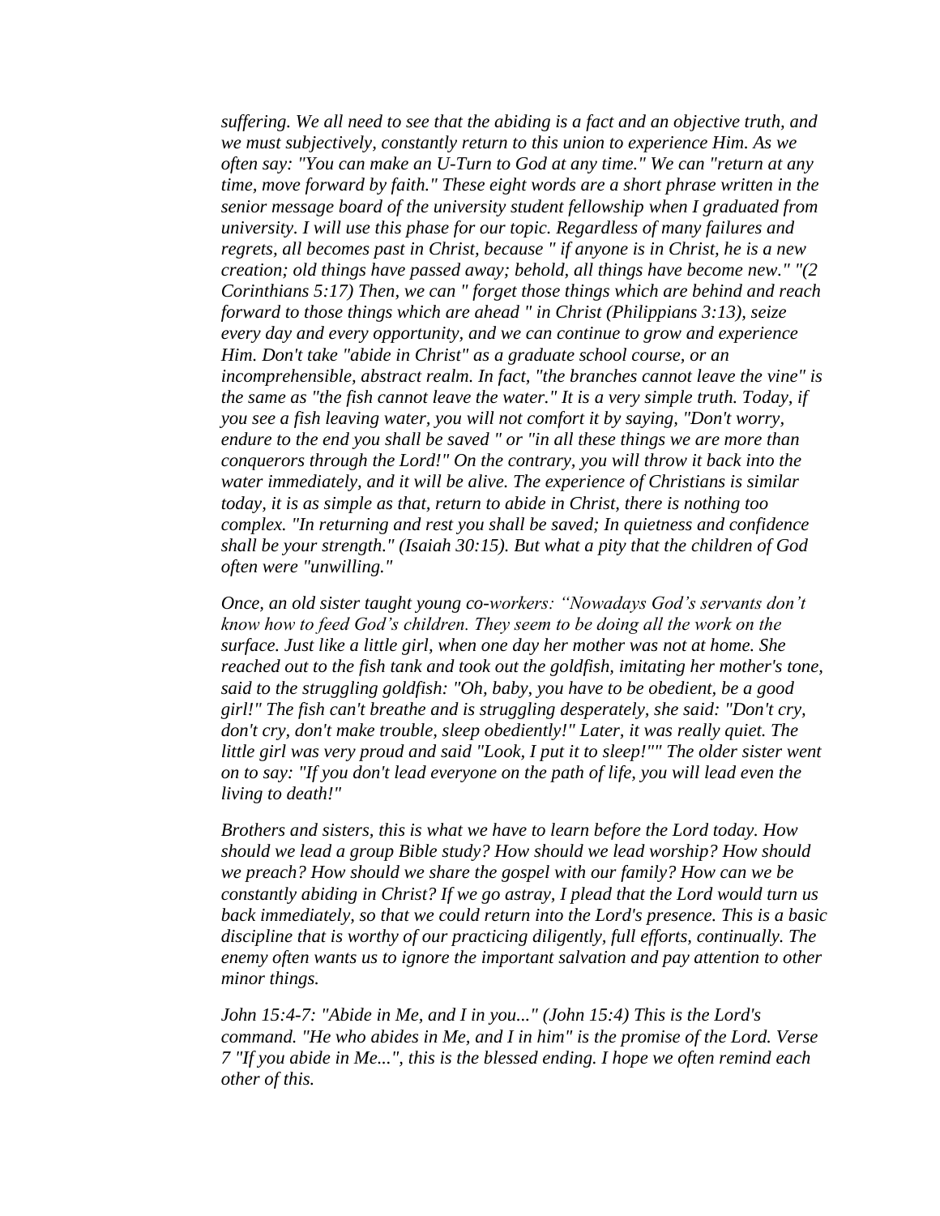*suffering. We all need to see that the abiding is a fact and an objective truth, and we must subjectively, constantly return to this union to experience Him. As we often say: "You can make an U-Turn to God at any time." We can "return at any time, move forward by faith." These eight words are a short phrase written in the senior message board of the university student fellowship when I graduated from university. I will use this phase for our topic. Regardless of many failures and regrets, all becomes past in Christ, because " if anyone is in Christ, he is a new creation; old things have passed away; behold, all things have become new." "(2 Corinthians 5:17) Then, we can " forget those things which are behind and reach forward to those things which are ahead " in Christ (Philippians 3:13), seize every day and every opportunity, and we can continue to grow and experience Him. Don't take "abide in Christ" as a graduate school course, or an incomprehensible, abstract realm. In fact, "the branches cannot leave the vine" is the same as "the fish cannot leave the water." It is a very simple truth. Today, if you see a fish leaving water, you will not comfort it by saying, "Don't worry, endure to the end you shall be saved " or "in all these things we are more than conquerors through the Lord!" On the contrary, you will throw it back into the water immediately, and it will be alive. The experience of Christians is similar today, it is as simple as that, return to abide in Christ, there is nothing too complex. "In returning and rest you shall be saved; In quietness and confidence shall be your strength." (Isaiah 30:15). But what a pity that the children of God often were "unwilling."*

*Once, an old sister taught young co-workers: "Nowadays God's servants don't know how to feed God's children. They seem to be doing all the work on the surface. Just like a little girl, when one day her mother was not at home. She reached out to the fish tank and took out the goldfish, imitating her mother's tone, said to the struggling goldfish: "Oh, baby, you have to be obedient, be a good girl!" The fish can't breathe and is struggling desperately, she said: "Don't cry, don't cry, don't make trouble, sleep obediently!" Later, it was really quiet. The little girl was very proud and said "Look, I put it to sleep!"" The older sister went on to say: "If you don't lead everyone on the path of life, you will lead even the living to death!"*

*Brothers and sisters, this is what we have to learn before the Lord today. How should we lead a group Bible study? How should we lead worship? How should we preach? How should we share the gospel with our family? How can we be constantly abiding in Christ? If we go astray, I plead that the Lord would turn us back immediately, so that we could return into the Lord's presence. This is a basic discipline that is worthy of our practicing diligently, full efforts, continually. The enemy often wants us to ignore the important salvation and pay attention to other minor things.*

*John 15:4-7: "Abide in Me, and I in you..." (John 15:4) This is the Lord's command. "He who abides in Me, and I in him" is the promise of the Lord. Verse 7 "If you abide in Me...", this is the blessed ending. I hope we often remind each other of this.*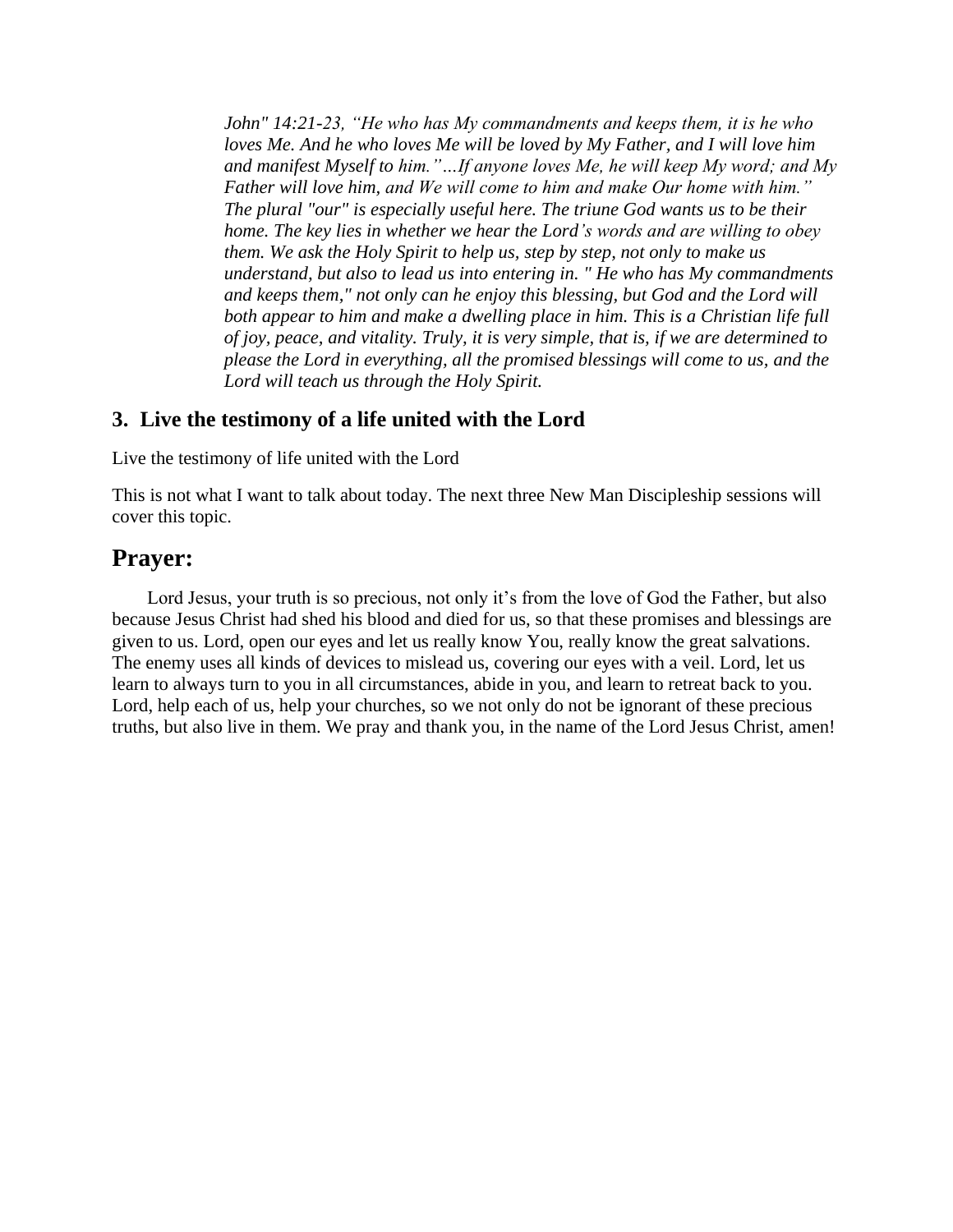*John" 14:21-23, "He who has My commandments and keeps them, it is he who loves Me. And he who loves Me will be loved by My Father, and I will love him and manifest Myself to him."…If anyone loves Me, he will keep My word; and My Father will love him, and We will come to him and make Our home with him." The plural "our" is especially useful here. The triune God wants us to be their home. The key lies in whether we hear the Lord's words and are willing to obey them. We ask the Holy Spirit to help us, step by step, not only to make us understand, but also to lead us into entering in. " He who has My commandments and keeps them," not only can he enjoy this blessing, but God and the Lord will both appear to him and make a dwelling place in him. This is a Christian life full of joy, peace, and vitality. Truly, it is very simple, that is, if we are determined to please the Lord in everything, all the promised blessings will come to us, and the Lord will teach us through the Holy Spirit.*

### 3. Live the testimony of a life united with the Lord

Live the testimony of life united with the Lord

This is not what I want to talk about today. The next three New Man Discipleship sessions will cover this topic.

## Prayer:

Lord Jesus, your truth is so precious, not only it's from the love of God the Father, but also because Jesus Christ had shed his blood and died for us, so that these promises and blessings are given to us. Lord, open our eyes and let us really know You, really know the great salvations. The enemy uses all kinds of devices to mislead us, covering our eyes with a veil. Lord, let us learn to always turn to you in all circumstances, abide in you, and learn to retreat back to you. Lord, help each of us, help your churches, so we not only do not be ignorant of these precious truths, but also live in them. We pray and thank you, in the name of the Lord Jesus Christ, amen!